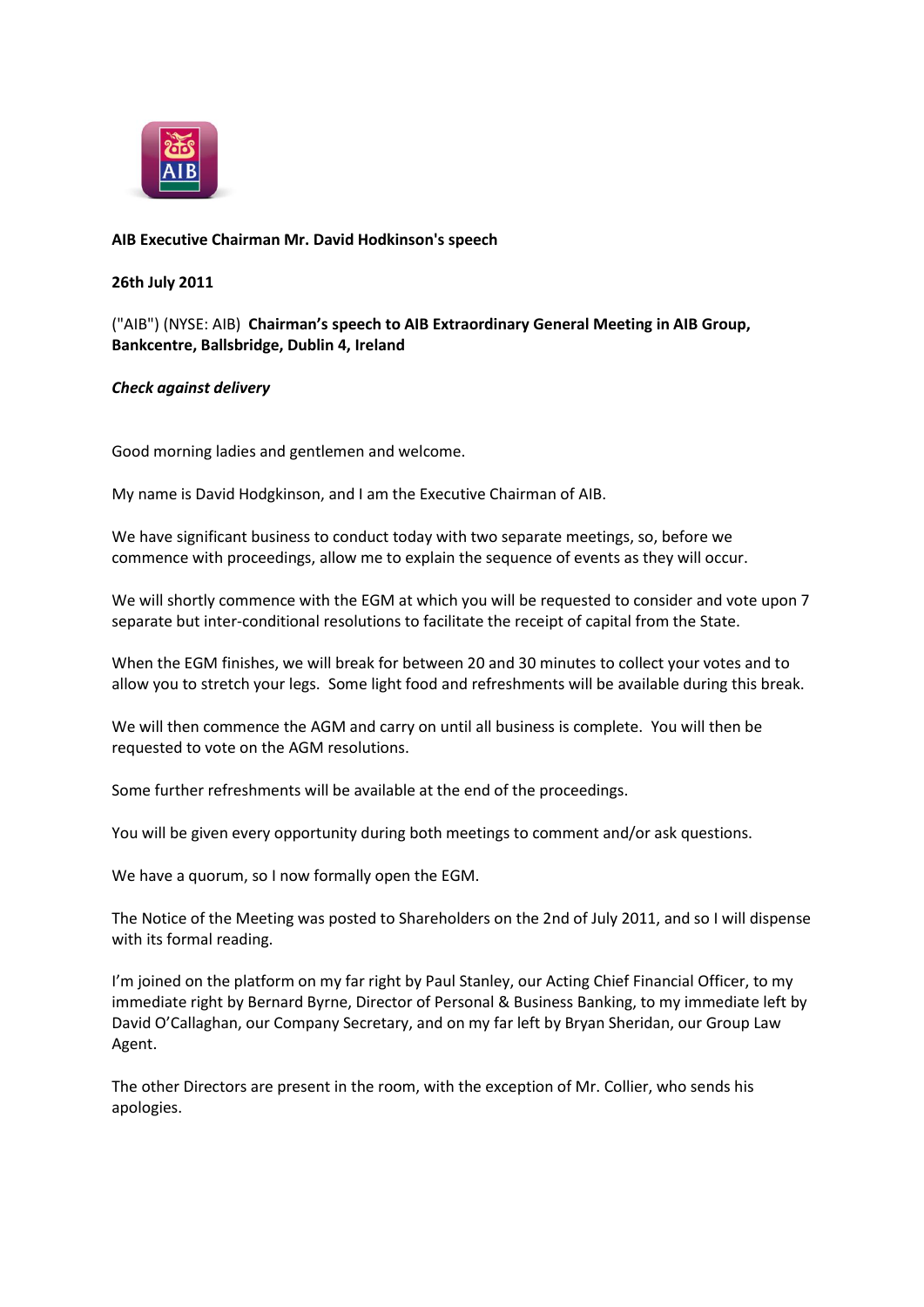**AIB Executive Chairman Mr. David Hodkinson's speech**

**26th July 2011**

("AIB") (NYSE: AIB) **Chairman's speech to AIB Extraordinary General Meeting in AIB Group, Bankcentre, Ballsbridge, Dublin 4, Ireland**

***Check against delivery***

Good morning ladies and gentlemen and welcome.

My name is David Hodgkinson, and I am the Executive Chairman of AIB.

We have significant business to conduct today with two separate meetings, so, before we commence with proceedings, allow me to explain the sequence of events as they will occur.

We will shortly commence with the EGM at which you will be requested to consider and vote upon 7 separate but inter-conditional resolutions to facilitate the receipt of capital from the State.

When the EGM finishes, we will break for between 20 and 30 minutes to collect your votes and to allow you to stretch your legs. Some light food and refreshments will be available during this break.

We will then commence the AGM and carry on until all business is complete. You will then be requested to vote on the AGM resolutions.

Some further refreshments will be available at the end of the proceedings.

You will be given every opportunity during both meetings to comment and/or ask questions.

We have a quorum, so I now formally open the EGM.

The Notice of the Meeting was posted to Shareholders on the 2nd of July 2011, and so I will dispense with its formal reading.

I'm joined on the platform on my far right by Paul Stanley, our Acting Chief Financial Officer, to my immediate right by Bernard Byrne, Director of Personal & Business Banking, to my immediate left by David O'Callaghan, our Company Secretary, and on my far left by Bryan Sheridan, our Group Law Agent.

The other Directors are present in the room, with the exception of Mr. Collier, who sends his apologies.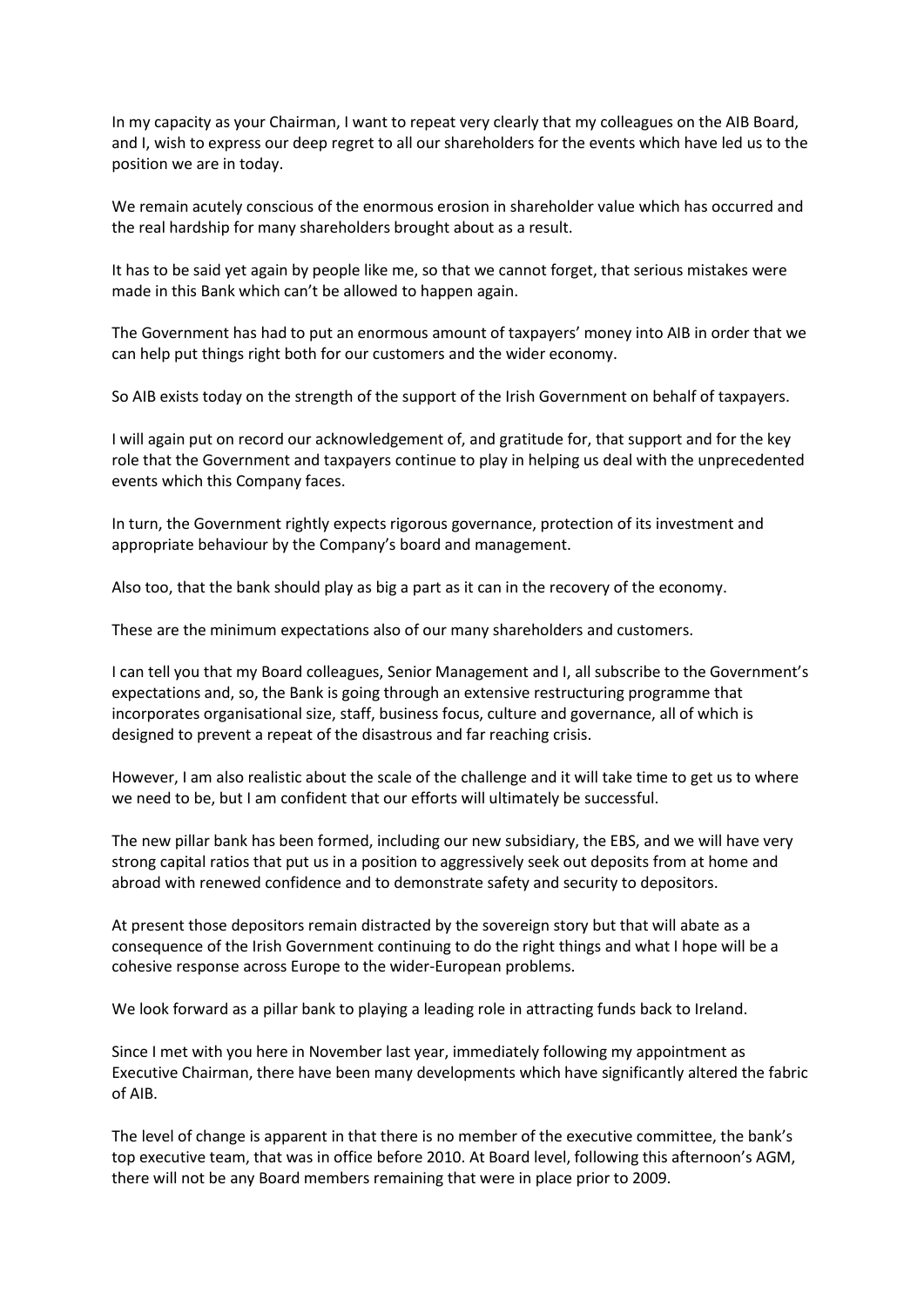In my capacity as your Chairman, I want to repeat very clearly that my colleagues on the AIB Board, and I, wish to express our deep regret to all our shareholders for the events which have led us to the position we are in today.

We remain acutely conscious of the enormous erosion in shareholder value which has occurred and the real hardship for many shareholders brought about as a result.

It has to be said yet again by people like me, so that we cannot forget, that serious mistakes were made in this Bank which can't be allowed to happen again.

The Government has had to put an enormous amount of taxpayers' money into AIB in order that we can help put things right both for our customers and the wider economy.

So AIB exists today on the strength of the support of the Irish Government on behalf of taxpayers.

I will again put on record our acknowledgement of, and gratitude for, that support and for the key role that the Government and taxpayers continue to play in helping us deal with the unprecedented events which this Company faces.

In turn, the Government rightly expects rigorous governance, protection of its investment and appropriate behaviour by the Company's board and management.

Also too, that the bank should play as big a part as it can in the recovery of the economy.

These are the minimum expectations also of our many shareholders and customers.

I can tell you that my Board colleagues, Senior Management and I, all subscribe to the Government's expectations and, so, the Bank is going through an extensive restructuring programme that incorporates organisational size, staff, business focus, culture and governance, all of which is designed to prevent a repeat of the disastrous and far reaching crisis.

However, I am also realistic about the scale of the challenge and it will take time to get us to where we need to be, but I am confident that our efforts will ultimately be successful.

The new pillar bank has been formed, including our new subsidiary, the EBS, and we will have very strong capital ratios that put us in a position to aggressively seek out deposits from at home and abroad with renewed confidence and to demonstrate safety and security to depositors.

At present those depositors remain distracted by the sovereign story but that will abate as a consequence of the Irish Government continuing to do the right things and what I hope will be a cohesive response across Europe to the wider-European problems.

We look forward as a pillar bank to playing a leading role in attracting funds back to Ireland.

Since I met with you here in November last year, immediately following my appointment as Executive Chairman, there have been many developments which have significantly altered the fabric of AIB.

The level of change is apparent in that there is no member of the executive committee, the bank's top executive team, that was in office before 2010. At Board level, following this afternoon's AGM, there will not be any Board members remaining that were in place prior to 2009.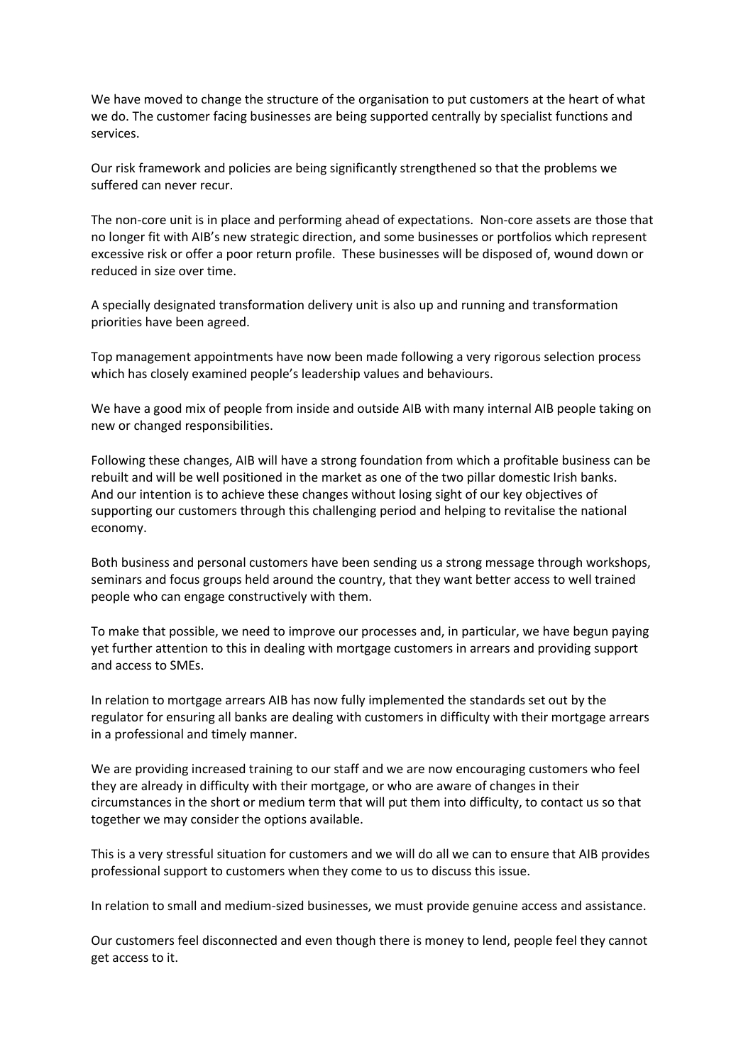We have moved to change the structure of the organisation to put customers at the heart of what we do. The customer facing businesses are being supported centrally by specialist functions and services.

Our risk framework and policies are being significantly strengthened so that the problems we suffered can never recur.

The non-core unit is in place and performing ahead of expectations. Non-core assets are those that no longer fit with AIB's new strategic direction, and some businesses or portfolios which represent excessive risk or offer a poor return profile. These businesses will be disposed of, wound down or reduced in size over time.

A specially designated transformation delivery unit is also up and running and transformation priorities have been agreed.

Top management appointments have now been made following a very rigorous selection process which has closely examined people's leadership values and behaviours.

We have a good mix of people from inside and outside AIB with many internal AIB people taking on new or changed responsibilities.

Following these changes, AIB will have a strong foundation from which a profitable business can be rebuilt and will be well positioned in the market as one of the two pillar domestic Irish banks. And our intention is to achieve these changes without losing sight of our key objectives of supporting our customers through this challenging period and helping to revitalise the national economy.

Both business and personal customers have been sending us a strong message through workshops, seminars and focus groups held around the country, that they want better access to well trained people who can engage constructively with them.

To make that possible, we need to improve our processes and, in particular, we have begun paying yet further attention to this in dealing with mortgage customers in arrears and providing support and access to SMEs.

In relation to mortgage arrears AIB has now fully implemented the standards set out by the regulator for ensuring all banks are dealing with customers in difficulty with their mortgage arrears in a professional and timely manner.

We are providing increased training to our staff and we are now encouraging customers who feel they are already in difficulty with their mortgage, or who are aware of changes in their circumstances in the short or medium term that will put them into difficulty, to contact us so that together we may consider the options available.

This is a very stressful situation for customers and we will do all we can to ensure that AIB provides professional support to customers when they come to us to discuss this issue.

In relation to small and medium-sized businesses, we must provide genuine access and assistance.

Our customers feel disconnected and even though there is money to lend, people feel they cannot get access to it.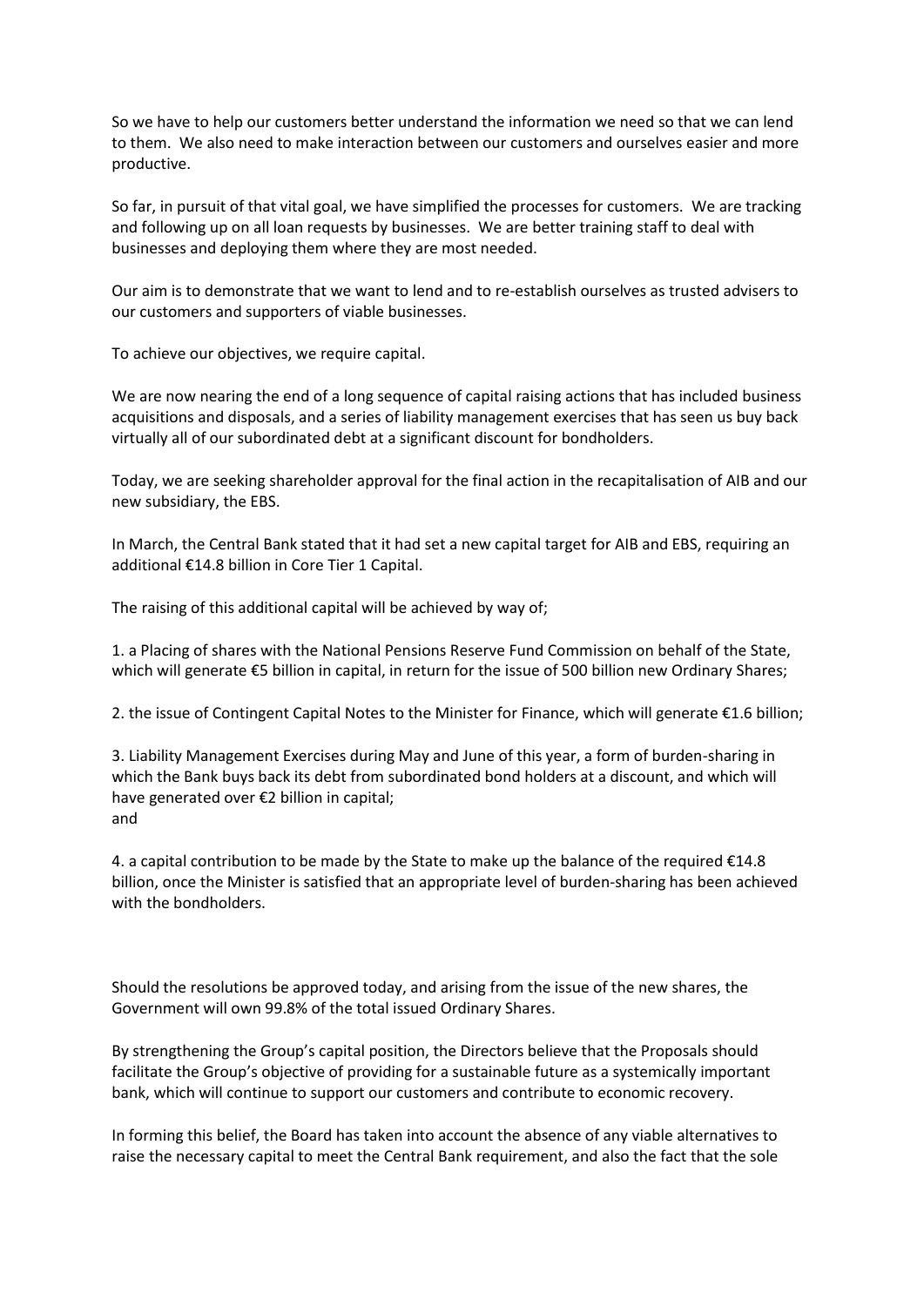So we have to help our customers better understand the information we need so that we can lend to them. We also need to make interaction between our customers and ourselves easier and more productive.

So far, in pursuit of that vital goal, we have simplified the processes for customers. We are tracking and following up on all loan requests by businesses. We are better training staff to deal with businesses and deploying them where they are most needed.

Our aim is to demonstrate that we want to lend and to re-establish ourselves as trusted advisers to our customers and supporters of viable businesses.

To achieve our objectives, we require capital.

We are now nearing the end of a long sequence of capital raising actions that has included business acquisitions and disposals, and a series of liability management exercises that has seen us buy back virtually all of our subordinated debt at a significant discount for bondholders.

Today, we are seeking shareholder approval for the final action in the recapitalisation of AIB and our new subsidiary, the EBS.

In March, the Central Bank stated that it had set a new capital target for AIB and EBS, requiring an additional €14.8 billion in Core Tier 1 Capital.

The raising of this additional capital will be achieved by way of;

1. a Placing of shares with the National Pensions Reserve Fund Commission on behalf of the State, which will generate €5 billion in capital, in return for the issue of 500 billion new Ordinary Shares;

2. the issue of Contingent Capital Notes to the Minister for Finance, which will generate €1.6 billion;

3. Liability Management Exercises during May and June of this year, a form of burden-sharing in which the Bank buys back its debt from subordinated bond holders at a discount, and which will have generated over €2 billion in capital;
and

4. a capital contribution to be made by the State to make up the balance of the required €14.8 billion, once the Minister is satisfied that an appropriate level of burden-sharing has been achieved with the bondholders.

Should the resolutions be approved today, and arising from the issue of the new shares, the Government will own 99.8% of the total issued Ordinary Shares.

By strengthening the Group's capital position, the Directors believe that the Proposals should facilitate the Group's objective of providing for a sustainable future as a systemically important bank, which will continue to support our customers and contribute to economic recovery.

In forming this belief, the Board has taken into account the absence of any viable alternatives to raise the necessary capital to meet the Central Bank requirement, and also the fact that the sole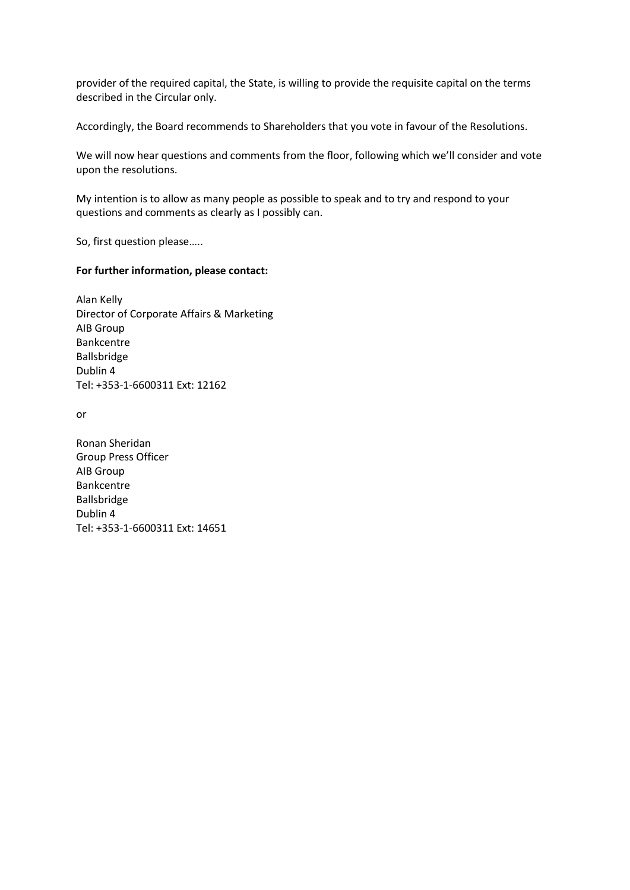provider of the required capital, the State, is willing to provide the requisite capital on the terms described in the Circular only.

Accordingly, the Board recommends to Shareholders that you vote in favour of the Resolutions.

We will now hear questions and comments from the floor, following which we'll consider and vote upon the resolutions.

My intention is to allow as many people as possible to speak and to try and respond to your questions and comments as clearly as I possibly can.

So, first question please…..

**For further information, please contact:**

Alan Kelly
Director of Corporate Affairs & Marketing
AIB Group
Bankcentre
Ballsbridge
Dublin 4
Tel: +353-1-6600311 Ext: 12162

or

Ronan Sheridan
Group Press Officer
AIB Group
Bankcentre
Ballsbridge
Dublin 4
Tel: +353-1-6600311 Ext: 14651